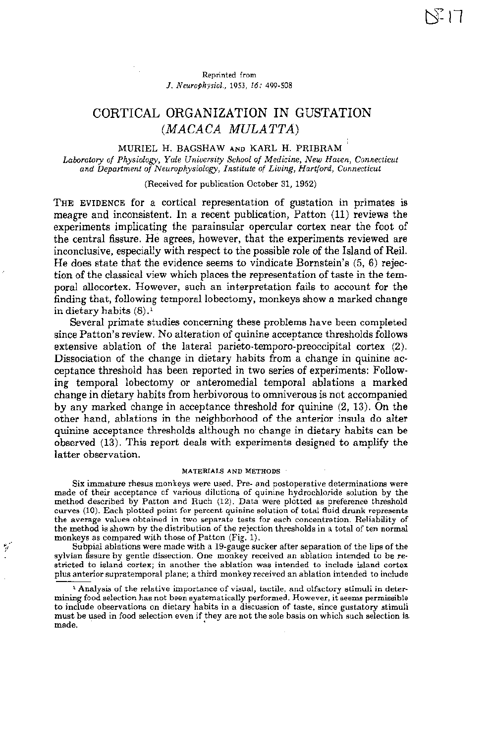Reprinted from
*J. Neurophysiol.*, 1953, *16:* 499-508

# CORTICAL ORGANIZATION IN GUSTATION (*MACACA MULATTA*)

MURIEL H. BAGSHAW AND KARL H. PRIBRAM

*Laboratory of Physiology, Yale University School of Medicine, New Haven, Connecticut and Department of Neurophysiology, Institute of Living, Hartford, Connecticut*

(Received for publication October 31, 1952)

THE EVIDENCE for a cortical representation of gustation in primates is meagre and inconsistent. In a recent publication, Patton (11) reviews the experiments implicating the parainsular opercular cortex near the foot of the central fissure. He agrees, however, that the experiments reviewed are inconclusive, especially with respect to the possible role of the Island of Reil. He does state that the evidence seems to vindicate Bornstein's (5, 6) rejection of the classical view which places the representation of taste in the temporal allocortex. However, such an interpretation fails to account for the finding that, following temporal lobectomy, monkeys show a marked change in dietary habits (8).[1]

Several primate studies concerning these problems have been completed since Patton's review. No alteration of quinine acceptance thresholds follows extensive ablation of the lateral parieto-temporo-preoccipital cortex (2). Dissociation of the change in dietary habits from a change in quinine acceptance threshold has been reported in two series of experiments: Following temporal lobectomy or anteromedial temporal ablations a marked change in dietary habits from herbivorous to omniverous is not accompanied by any marked change in acceptance threshold for quinine (2, 13). On the other hand, ablations in the neighborhood of the anterior insula do alter quinine acceptance thresholds although no change in dietary habits can be observed (13). This report deals with experiments designed to amplify the latter observation.

## MATERIALS AND METHODS

Six immature rhesus monkeys were used. Pre- and postoperative determinations were made of their acceptance of various dilutions of quinine hydrochloride solution by the method described by Patton and Ruch (12). Data were plotted as preference threshold curves (10). Each plotted point for percent quinine solution of total fluid drunk represents the average values obtained in two separate tests for each concentration. Reliability of the method is shown by the distribution of the rejection thresholds in a total of ten normal monkeys as compared with those of Patton (Fig. 1).

Subpial ablations were made with a 19-gauge sucker after separation of the lips of the sylvian fissure by gentle dissection. One monkey received an ablation intended to be restricted to island cortex; in another the ablation was intended to include island cortex plus anterior supratemporal plane; a third monkey received an ablation intended to include

[1] Analysis of the relative importance of visual, tactile, and olfactory stimuli in determining food selection has not been systematically performed. However, it seems permissible to include observations on dietary habits in a discussion of taste, since gustatory stimuli must be used in food selection even if they are not the sole basis on which such selection is made.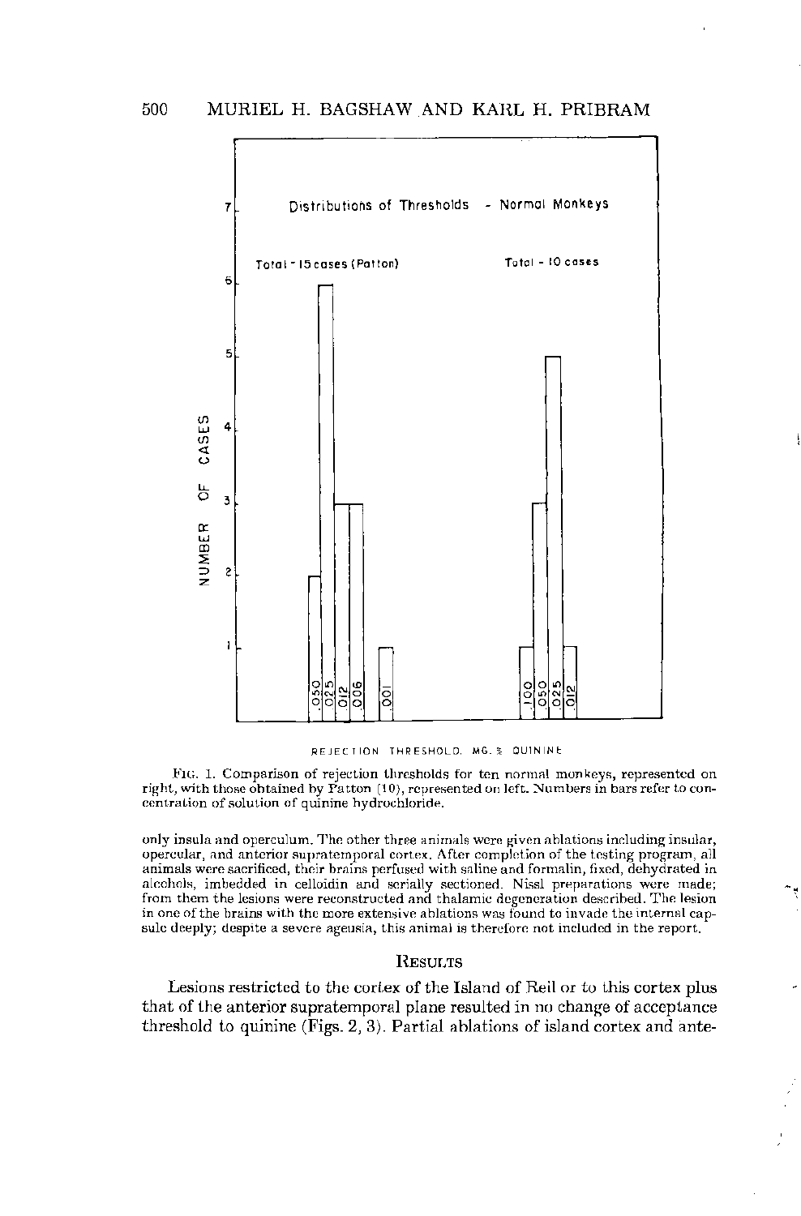Fig. 1. Comparison of rejection thresholds for ten normal monkeys, represented on right, with those obtained by Patton (10), represented on left. Numbers in bars refer to concentration of solution of quinine hydrochloride.

only insula and operculum. The other three animals were given ablations including insular, opercular, and anterior supratemporal cortex. After completion of the testing program, all animals were sacrificed, their brains perfused with saline and formalin, fixed, dehydrated in alcohols, imbedded in celloidin and serially sectioned. Nissl preparations were made; from them the lesions were reconstructed and thalamic degeneration described. The lesion in one of the brains with the more extensive ablations was found to invade the internal capsule deeply; despite a severe ageusia, this animal is therefore not included in the report.

## Results

Lesions restricted to the cortex of the Island of Reil or to this cortex plus that of the anterior supratemporal plane resulted in no change of acceptance threshold to quinine (Figs. 2, 3). Partial ablations of island cortex and ante-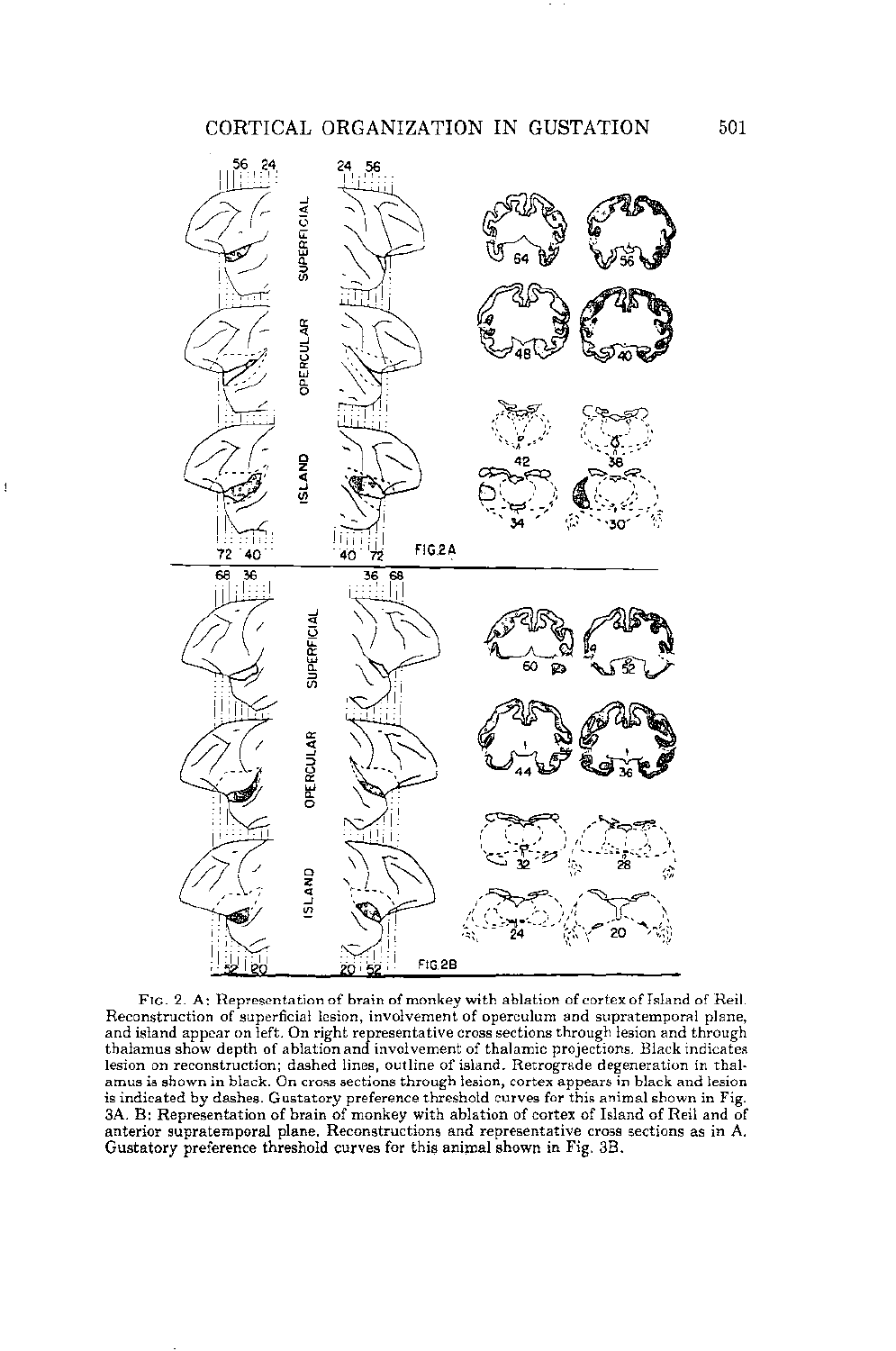Fig. 2. A: Representation of brain of monkey with ablation of cortex of Island of Reil. Reconstruction of superficial lesion, involvement of operculum and supratemporal plane, and island appear on left. On right representative cross sections through lesion and through thalamus show depth of ablation and involvement of thalamic projections. Black indicates lesion on reconstruction; dashed lines, outline of island. Retrograde degeneration in thalamus is shown in black. On cross sections through lesion, cortex appears in black and lesion is indicated by dashes. Gustatory preference threshold curves for this animal shown in Fig. 3A. B: Representation of brain of monkey with ablation of cortex of Island of Reil and of anterior supratemporal plane. Reconstructions and representative cross sections as in A. Gustatory preference threshold curves for this animal shown in Fig. 3B.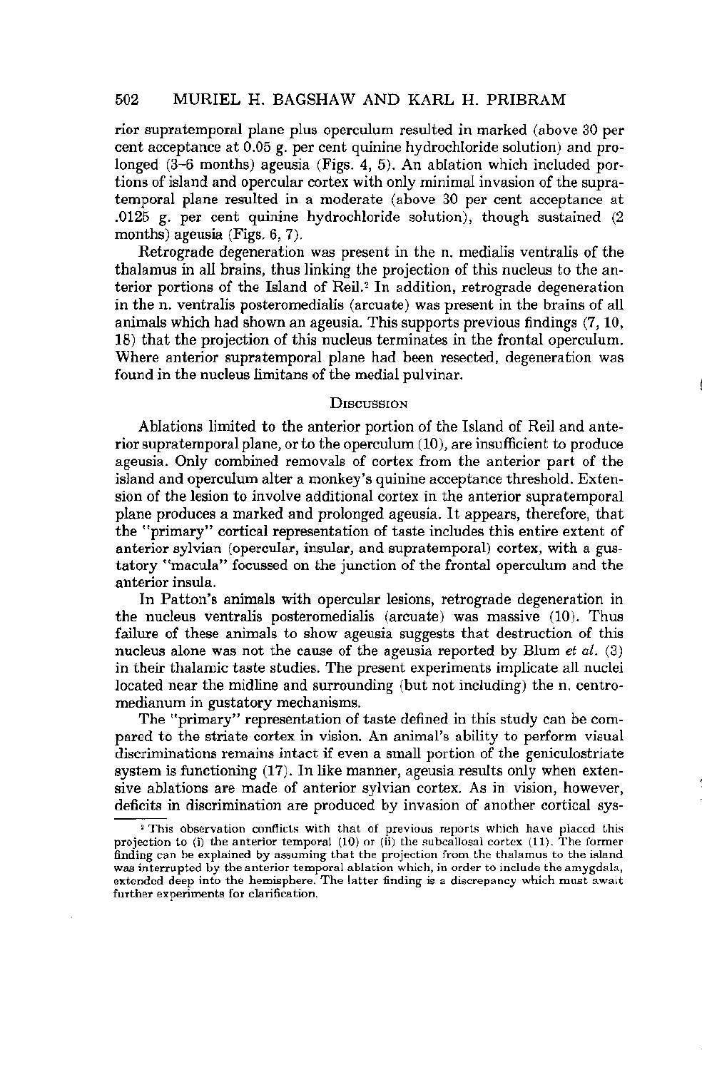rior supratemporal plane plus operculum resulted in marked (above 30 per cent acceptance at 0.05 g. per cent quinine hydrochloride solution) and prolonged (3–6 months) ageusia (Figs. 4, 5). An ablation which included portions of island and opercular cortex with only minimal invasion of the supratemporal plane resulted in a moderate (above 30 per cent acceptance at .0125 g. per cent quinine hydrochloride solution), though sustained (2 months) ageusia (Figs. 6, 7).

Retrograde degeneration was present in the n. medialis ventralis of the thalamus in all brains, thus linking the projection of this nucleus to the anterior portions of the Island of Reil.[2] In addition, retrograde degeneration in the n. ventralis posteromedialis (arcuate) was present in the brains of all animals which had shown an ageusia. This supports previous findings (7, 10, 18) that the projection of this nucleus terminates in the frontal operculum. Where anterior supratemporal plane had been resected, degeneration was found in the nucleus limitans of the medial pulvinar.

## Discussion

Ablations limited to the anterior portion of the Island of Reil and anterior supratemporal plane, or to the operculum (10), are insufficient to produce ageusia. Only combined removals of cortex from the anterior part of the island and operculum alter a monkey's quinine acceptance threshold. Extension of the lesion to involve additional cortex in the anterior supratemporal plane produces a marked and prolonged ageusia. It appears, therefore, that the "primary" cortical representation of taste includes this entire extent of anterior sylvian (opercular, insular, and supratemporal) cortex, with a gustatory "macula" focussed on the junction of the frontal operculum and the anterior insula.

In Patton's animals with opercular lesions, retrograde degeneration in the nucleus ventralis posteromedialis (arcuate) was massive (10). Thus failure of these animals to show ageusia suggests that destruction of this nucleus alone was not the cause of the ageusia reported by Blum *et al.* (3) in their thalamic taste studies. The present experiments implicate all nuclei located near the midline and surrounding (but not including) the n. centromedianum in gustatory mechanisms.

The "primary" representation of taste defined in this study can be compared to the striate cortex in vision. An animal's ability to perform visual discriminations remains intact if even a small portion of the geniculostriate system is functioning (17). In like manner, ageusia results only when extensive ablations are made of anterior sylvian cortex. As in vision, however, deficits in discrimination are produced by invasion of another cortical sys-

[2] This observation conflicts with that of previous reports which have placed this projection to (i) the anterior temporal (10) or (ii) the subcallosal cortex (11). The former finding can be explained by assuming that the projection from the thalamus to the island was interrupted by the anterior temporal ablation which, in order to include the amygdala, extended deep into the hemisphere. The latter finding is a discrepancy which must await further experiments for clarification.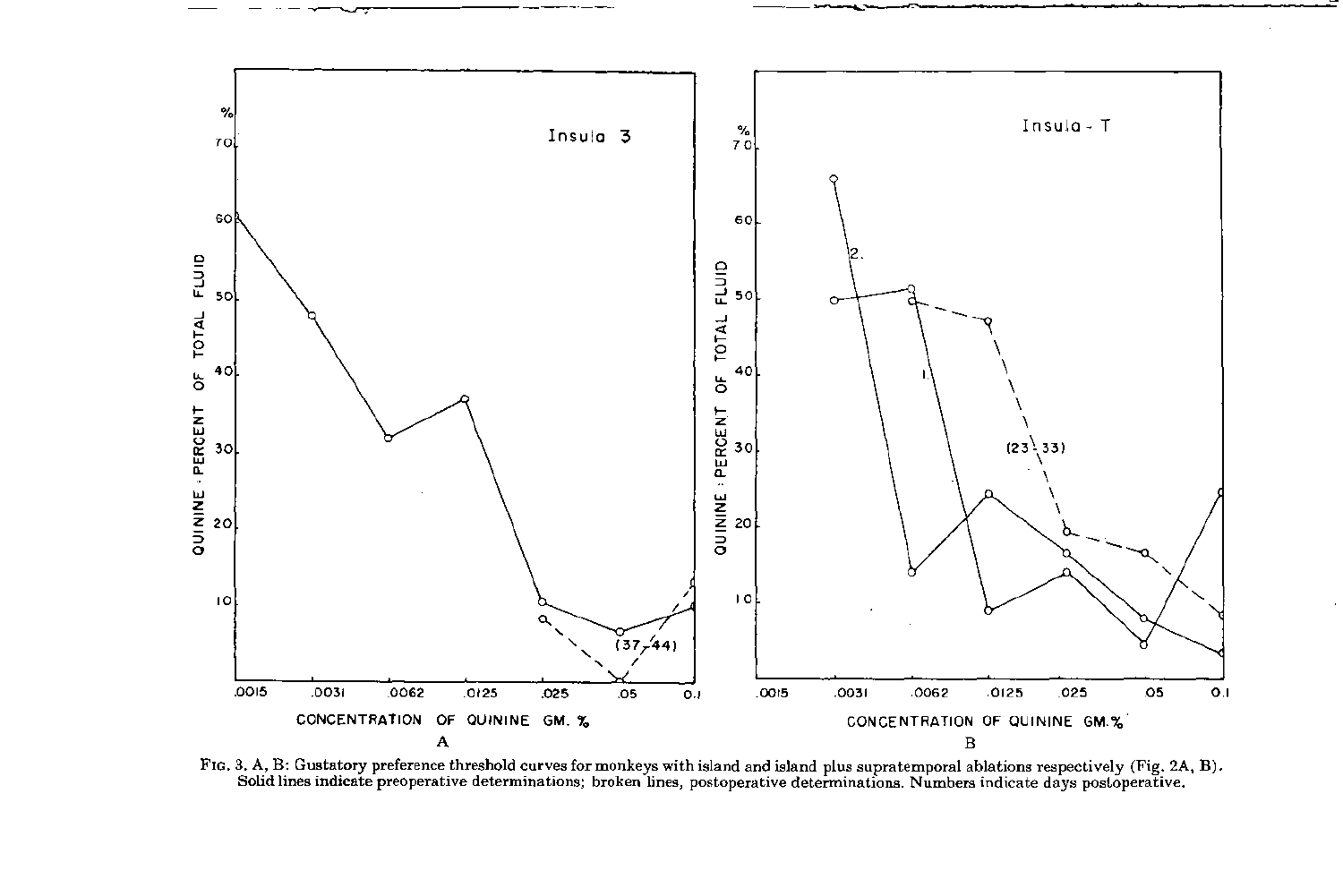Fig. 3. A, B: Gustatory preference threshold curves for monkeys with island and island plus supratemporal ablations respectively (Fig. 2A, B). Solid lines indicate preoperative determinations; broken lines, postoperative determinations. Numbers indicate days postoperative.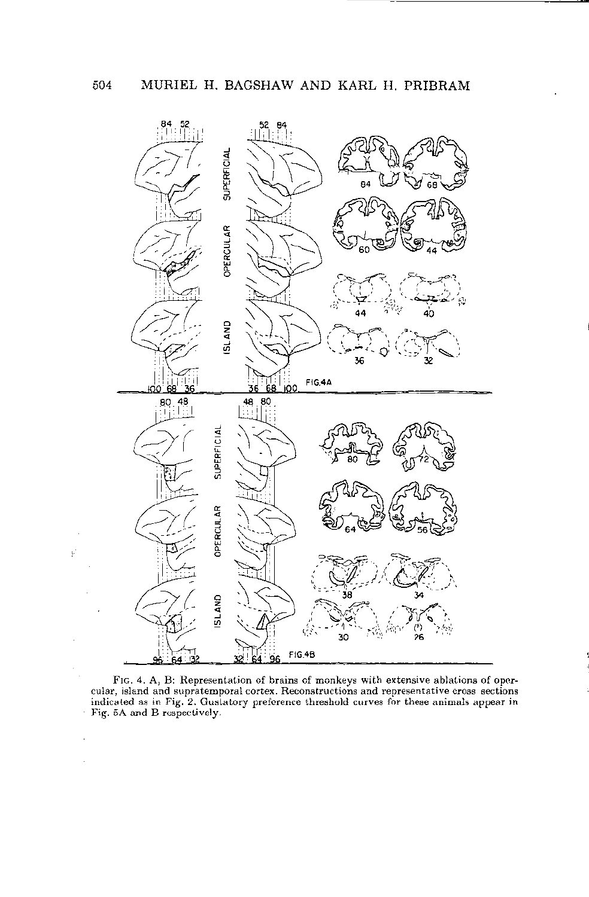Fig. 4. A, B: Representation of brains of monkeys with extensive ablations of opercular, island and supratemporal cortex. Reconstructions and representative cross sections indicated as in Fig. 2. Gustatory preference threshold curves for these animals appear in Fig. 5A and B respectively.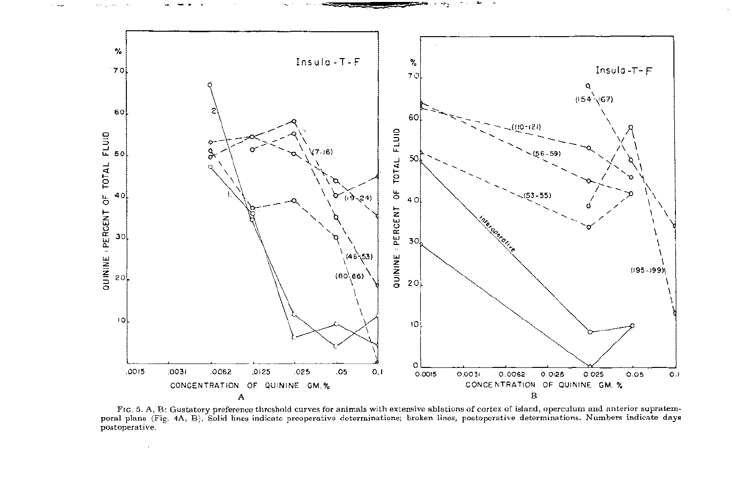FIG. 5. A, B: Gustatory preference threshold curves for animals with extensive ablations of cortex of island, operculum and anterior supratemporal plane (Fig. 4A, B). Solid lines indicate preoperative determinations; broken lines, postoperative determinations. Numbers indicate days postoperative.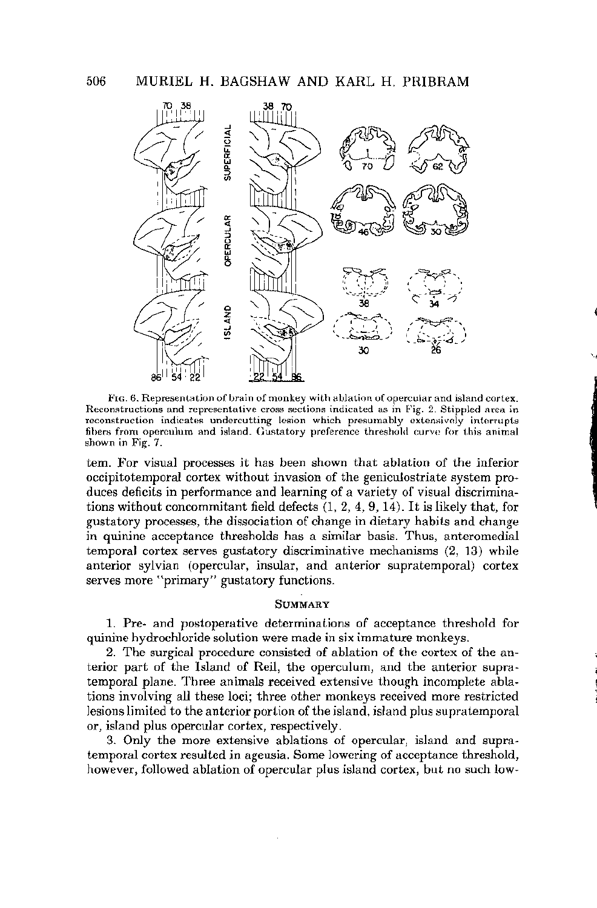FIG. 6. Representation of brain of monkey with ablation of opercular and island cortex. Reconstructions and representative cross sections indicated as in Fig. 2. Stippled area in reconstruction indicates undercutting lesion which presumably extensively interrupts fibers from operculum and island. Gustatory preference threshold curve for this animal shown in Fig. 7.

tem. For visual processes it has been shown that ablation of the inferior occipitotemporal cortex without invasion of the geniculostriate system produces deficits in performance and learning of a variety of visual discriminations without concommitant field defects (1, 2, 4, 9, 14). It is likely that, for gustatory processes, the dissociation of change in dietary habits and change in quinine acceptance thresholds has a similar basis. Thus, anteromedial temporal cortex serves gustatory discriminative mechanisms (2, 13) while anterior sylvian (opercular, insular, and anterior supratemporal) cortex serves more "primary" gustatory functions.

## SUMMARY

1. Pre- and postoperative determinations of acceptance threshold for quinine hydrochloride solution were made in six immature monkeys.

2. The surgical procedure consisted of ablation of the cortex of the anterior part of the Island of Reil, the operculum, and the anterior supratemporal plane. Three animals received extensive though incomplete ablations involving all these loci; three other monkeys received more restricted lesions limited to the anterior portion of the island, island plus supratemporal or, island plus opercular cortex, respectively.

3. Only the more extensive ablations of opercular, island and supratemporal cortex resulted in ageusia. Some lowering of acceptance threshold, however, followed ablation of opercular plus island cortex, but no such low-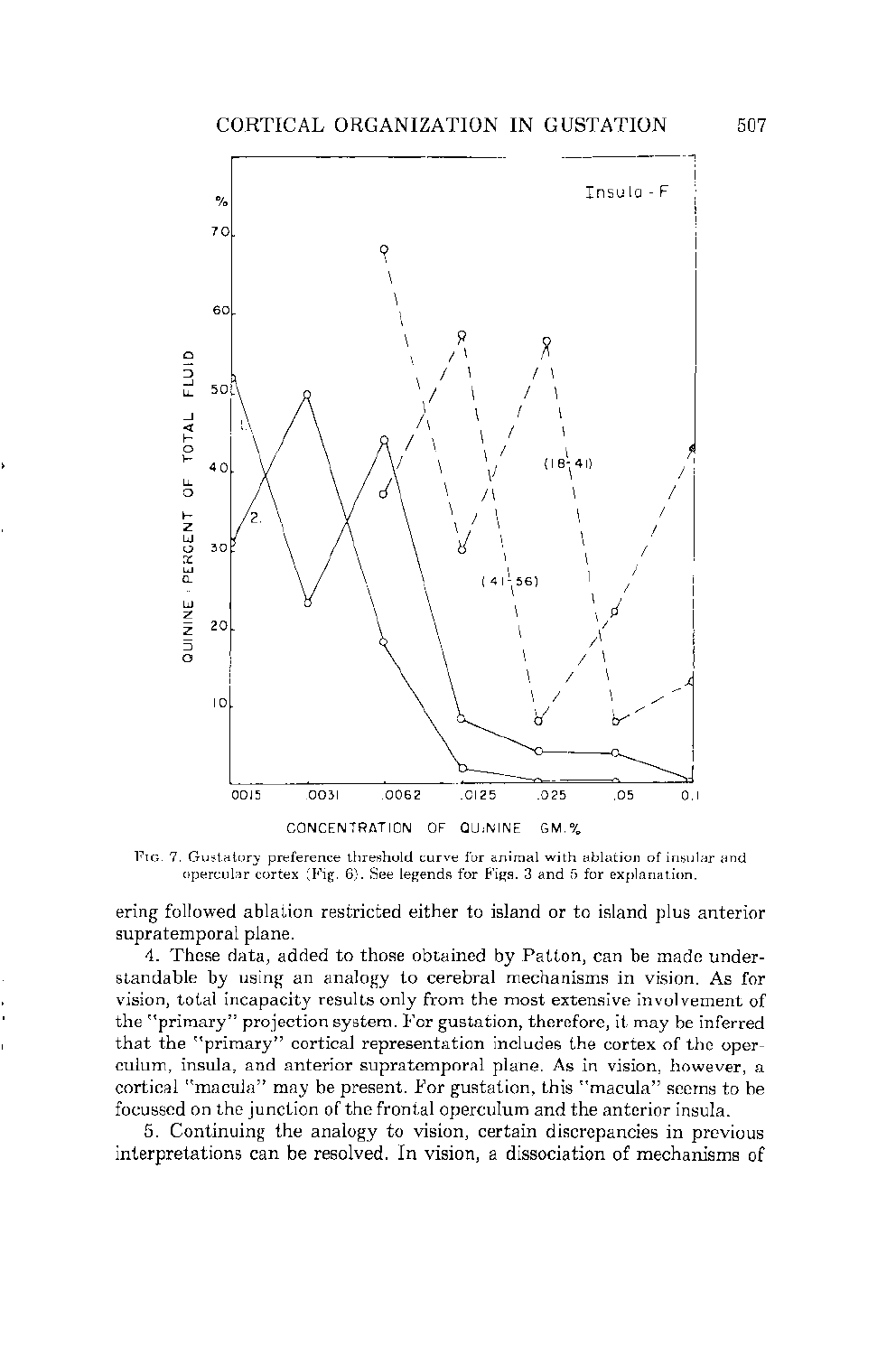FIG. 7. Gustatory preference threshold curve for animal with ablation of insular and opercular cortex (Fig. 6). See legends for Figs. 3 and 5 for explanation.

ering followed ablation restricted either to island or to island plus anterior supratemporal plane.

4. These data, added to those obtained by Patton, can be made understandable by using an analogy to cerebral mechanisms in vision. As for vision, total incapacity results only from the most extensive involvement of the "primary" projection system. For gustation, therefore, it may be inferred that the "primary" cortical representation includes the cortex of the operculum, insula, and anterior supratemporal plane. As in vision, however, a cortical "macula" may be present. For gustation, this "macula" seems to be focussed on the junction of the frontal operculum and the anterior insula.

5. Continuing the analogy to vision, certain discrepancies in previous interpretations can be resolved. In vision, a dissociation of mechanisms of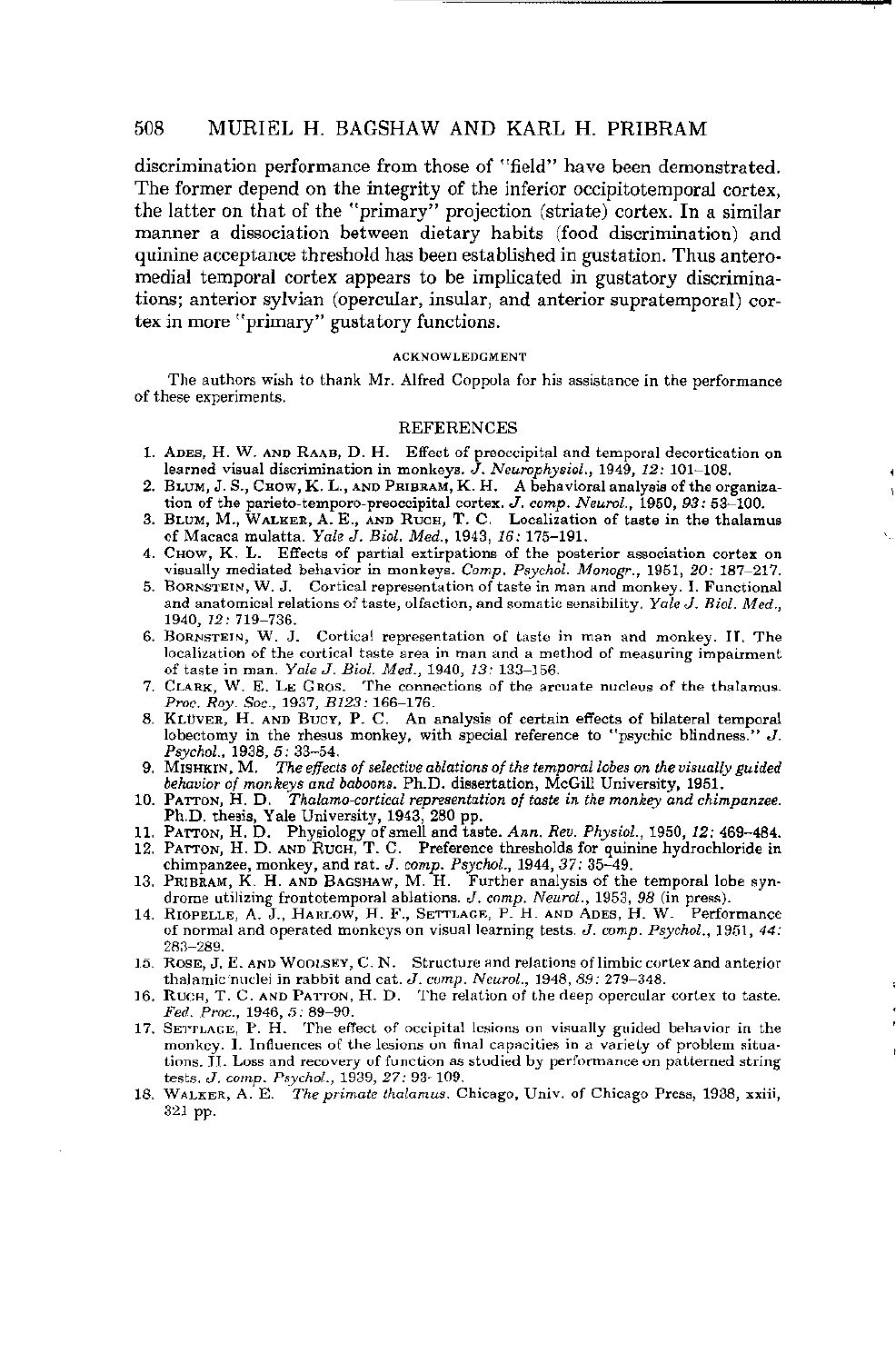discrimination performance from those of "field" have been demonstrated. The former depend on the integrity of the inferior occipitotemporal cortex, the latter on that of the "primary" projection (striate) cortex. In a similar manner a dissociation between dietary habits (food discrimination) and quinine acceptance threshold has been established in gustation. Thus anteromedial temporal cortex appears to be implicated in gustatory discriminations; anterior sylvian (opercular, insular, and anterior supratemporal) cortex in more "primary" gustatory functions.

## ACKNOWLEDGMENT

The authors wish to thank Mr. Alfred Coppola for his assistance in the performance of these experiments.

## REFERENCES

1. Ades, H. W. and Raab, D. H. Effect of preoccipital and temporal decortication on learned visual discrimination in monkeys. *J. Neurophysiol.*, 1949, *12:* 101–108.
2. Blum, J. S., Chow, K. L., and Pribram, K. H. A behavioral analysis of the organization of the parieto-temporo-preoccipital cortex. *J. comp. Neurol.*, 1950, *93:* 53–100.
3. Blum, M., Walker, A. E., and Ruch, T. C. Localization of taste in the thalamus of Macaca mulatta. *Yale J. Biol. Med.*, 1943, *16:* 175–191.
4. Chow, K. L. Effects of partial extirpations of the posterior association cortex on visually mediated behavior in monkeys. *Comp. Psychol. Monogr.*, 1951, *20:* 187–217.
5. Bornstein, W. J. Cortical representation of taste in man and monkey. I. Functional and anatomical relations of taste, olfaction, and somatic sensibility. *Yale J. Biol. Med.*, 1940, *12:* 719–736.
6. Bornstein, W. J. Cortical representation of taste in man and monkey. II. The localization of the cortical taste area in man and a method of measuring impairment of taste in man. *Yale J. Biol. Med.*, 1940, *13:* 133–156.
7. Clark, W. E. Le Gros. The connections of the arcuate nucleus of the thalamus. *Proc. Roy. Soc.*, 1937, *B123:* 166–176.
8. Klüver, H. and Bucy, P. C. An analysis of certain effects of bilateral temporal lobectomy in the rhesus monkey, with special reference to "psychic blindness." *J. Psychol.*, 1938, *5:* 33–54.
9. Mishkin, M. *The effects of selective ablations of the temporal lobes on the visually guided behavior of monkeys and baboons.* Ph.D. dissertation, McGill University, 1951.
10. Patton, H. D. *Thalamo-cortical representation of taste in the monkey and chimpanzee.* Ph.D. thesis, Yale University, 1943, 280 pp.
11. Patton, H. D. Physiology of smell and taste. *Ann. Rev. Physiol.*, 1950, *12:* 469–484.
12. Patton, H. D. and Ruch, T. C. Preference thresholds for quinine hydrochloride in chimpanzee, monkey, and rat. *J. comp. Psychol.*, 1944, *37:* 35–49.
13. Pribram, K. H. and Bagshaw, M. H. Further analysis of the temporal lobe syndrome utilizing frontotemporal ablations. *J. comp. Neurol.*, 1953, *98* (in press).
14. Riopelle, A. J., Harlow, H. F., Settlage, P. H. and Ades, H. W. Performance of normal and operated monkeys on visual learning tests. *J. comp. Psychol.*, 1951, *44:* 283–289.
15. Rose, J. E. and Woolsey, C. N. Structure and relations of limbic cortex and anterior thalamic nuclei in rabbit and cat. *J. comp. Neurol.*, 1948, *89:* 279–348.
16. Ruch, T. C. and Patton, H. D. The relation of the deep opercular cortex to taste. *Fed. Proc.*, 1946, *5:* 89–90.
17. Settlage, P. H. The effect of occipital lesions on visually guided behavior in the monkey. I. Influences of the lesions on final capacities in a variety of problem situations. II. Loss and recovery of function as studied by performance on patterned string tests. *J. comp. Psychol.*, 1939, *27:* 93–109.
18. Walker, A. E. *The primate thalamus.* Chicago, Univ. of Chicago Press, 1938, xxiii, 321 pp.